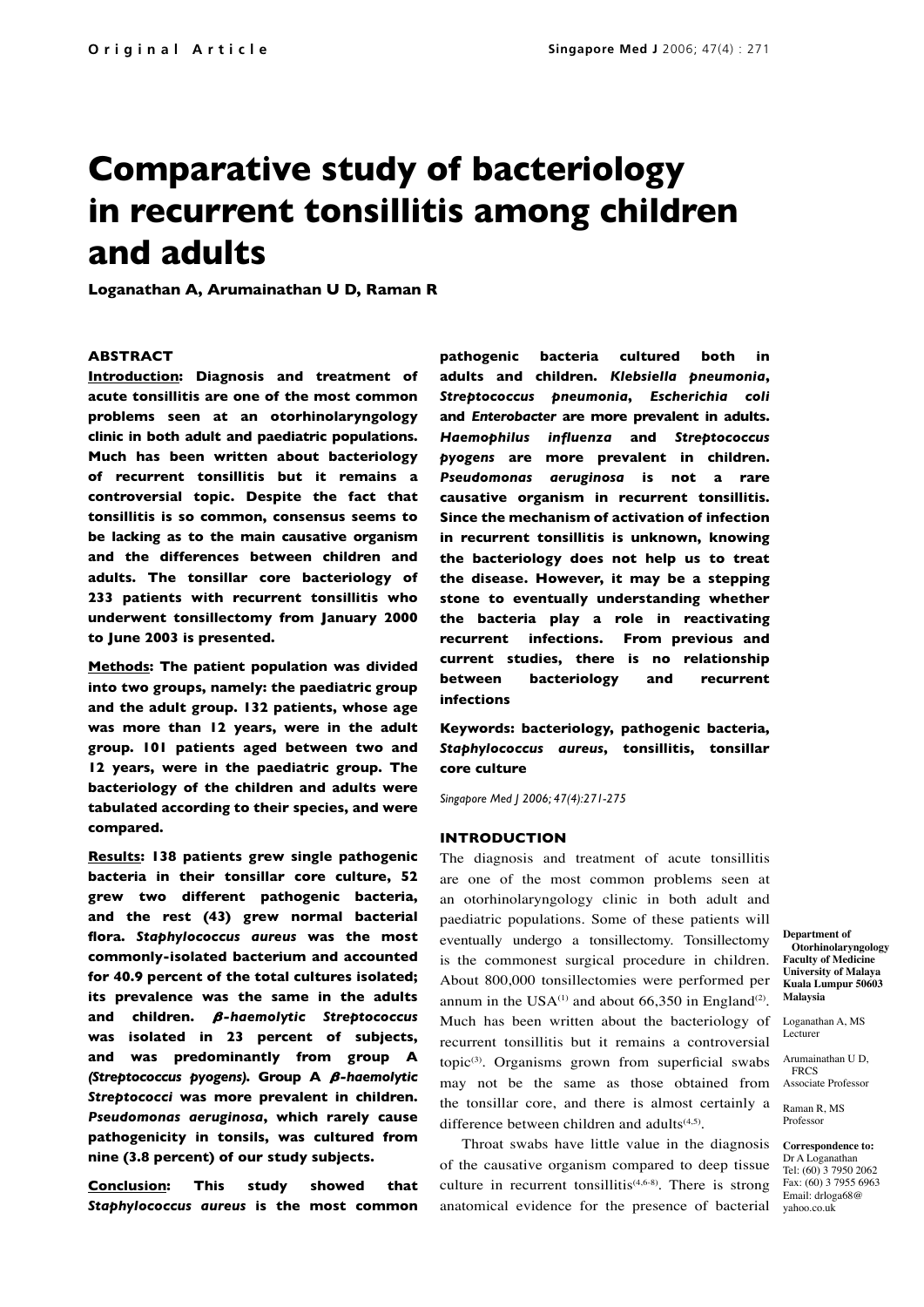Original Article

# Comparative study of bacteriology in recurrent tonsillitis among children and adults

**Loganathan A, Arumainathan U D, Raman R**

## ABSTRACT

**Introduction: Diagnosis and treatment of acute tonsillitis are one of the most common problems seen at an otorhinolaryngology clinic in both adult and paediatric populations. Much has been written about bacteriology of recurrent tonsillitis but it remains a controversial topic. Despite the fact that tonsillitis is so common, consensus seems to be lacking as to the main causative organism and the differences between children and adults. The tonsillar core bacteriology of 233 patients with recurrent tonsillitis who underwent tonsillectomy from January 2000 to June 2003 is presented.**

**Methods: The patient population was divided into two groups, namely: the paediatric group and the adult group. 132 patients, whose age was more than 12 years, were in the adult group. 101 patients aged between two and 12 years, were in the paediatric group. The bacteriology of the children and adults were tabulated according to their species, and were compared.**

**Results: 138 patients grew single pathogenic bacteria in their tonsillar core culture, 52 grew two different pathogenic bacteria, and the rest (43) grew normal bacterial flora. *Staphylococcus aureus* was the most commonly-isolated bacterium and accounted for 40.9 percent of the total cultures isolated; its prevalence was the same in the adults and children. *β-haemolytic Streptococcus* was isolated in 23 percent of subjects, and was predominantly from group A *(Streptococcus pyogens)*. Group A *β-haemolytic Streptococci* was more prevalent in children. *Pseudomonas aeruginosa*, which rarely cause pathogenicity in tonsils, was cultured from nine (3.8 percent) of our study subjects.**

**Conclusion: This study showed that *Staphylococcus aureus* is the most common pathogenic bacteria cultured both in adults and children. *Klebsiella pneumonia*, *Streptococcus pneumonia*, *Escherichia coli* and *Enterobacter* are more prevalent in adults. *Haemophilus influenza* and *Streptococcus pyogens* are more prevalent in children. *Pseudomonas aeruginosa* is not a rare causative organism in recurrent tonsillitis. Since the mechanism of activation of infection in recurrent tonsillitis is unknown, knowing the bacteriology does not help us to treat the disease. However, it may be a stepping stone to eventually understanding whether the bacteria play a role in reactivating recurrent infections. From previous and current studies, there is no relationship between bacteriology and recurrent infections**

**Keywords: bacteriology, pathogenic bacteria, *Staphylococcus aureus*, tonsillitis, tonsillar core culture**

*Singapore Med J 2006; 47(4):271-275*

## INTRODUCTION

The diagnosis and treatment of acute tonsillitis are one of the most common problems seen at an otorhinolaryngology clinic in both adult and paediatric populations. Some of these patients will eventually undergo a tonsillectomy. Tonsillectomy is the commonest surgical procedure in children. About 800,000 tonsillectomies were performed per annum in the USA[1] and about 66,350 in England[2]. Much has been written about the bacteriology of recurrent tonsillitis but it remains a controversial topic[3]. Organisms grown from superficial swabs may not be the same as those obtained from the tonsillar core, and there is almost certainly a difference between children and adults[4,5].

Throat swabs have little value in the diagnosis of the causative organism compared to deep tissue culture in recurrent tonsillitis[4,6-8]. There is strong anatomical evidence for the presence of bacterial

**Department of Otorhinolaryngology Faculty of Medicine University of Malaya Kuala Lumpur 50603 Malaysia**

Loganathan A, MS
Lecturer

Arumainathan U D, FRCS
Associate Professor

Raman R, MS
Professor

**Correspondence to:**
Dr A Loganathan
Tel: (60) 3 7950 2062
Fax: (60) 3 7955 6963
Email: drloga68@yahoo.co.uk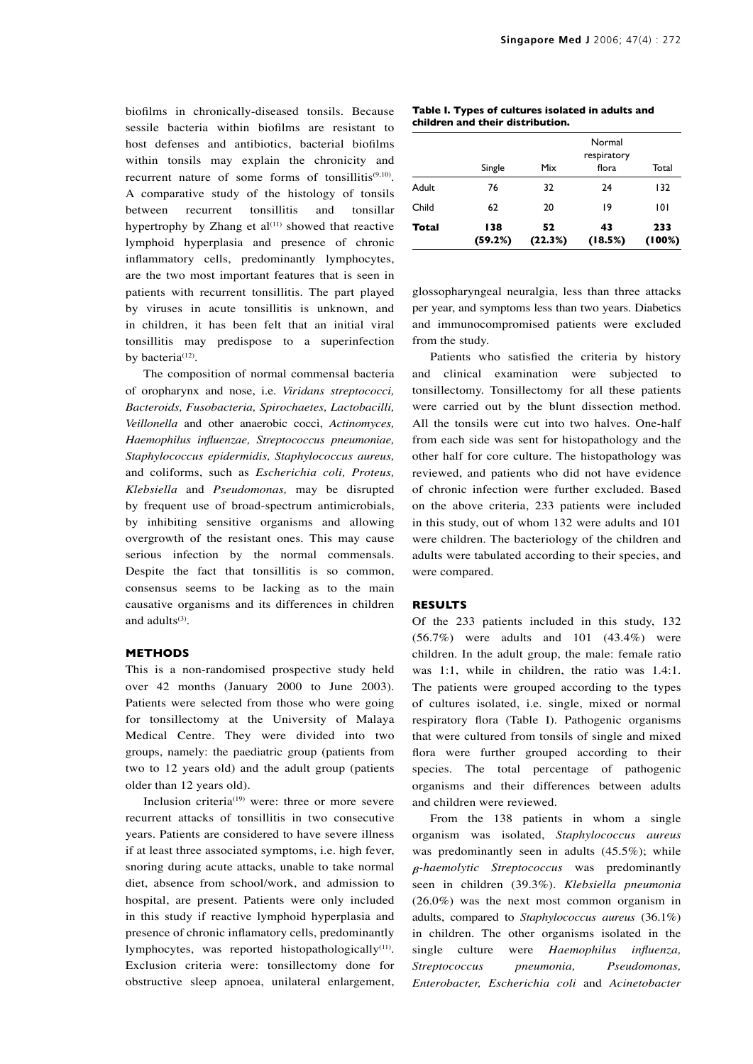biofilms in chronically-diseased tonsils. Because sessile bacteria within biofilms are resistant to host defenses and antibiotics, bacterial biofilms within tonsils may explain the chronicity and recurrent nature of some forms of tonsillitis[9,10]. A comparative study of the histology of tonsils between recurrent tonsillitis and tonsillar hypertrophy by Zhang et al[11] showed that reactive lymphoid hyperplasia and presence of chronic inflammatory cells, predominantly lymphocytes, are the two most important features that is seen in patients with recurrent tonsillitis. The part played by viruses in acute tonsillitis is unknown, and in children, it has been felt that an initial viral tonsillitis may predispose to a superinfection by bacteria[12].

The composition of normal commensal bacteria of oropharynx and nose, i.e. *Viridans streptococci, Bacteroids, Fusobacteria, Spirochaetes, Lactobacilli, Veillonella* and other anaerobic cocci, *Actinomyces, Haemophilus influenzae, Streptococcus pneumoniae, Staphylococcus epidermidis, Staphylococcus aureus,* and coliforms, such as *Escherichia coli, Proteus, Klebsiella* and *Pseudomonas,* may be disrupted by frequent use of broad-spectrum antimicrobials, by inhibiting sensitive organisms and allowing overgrowth of the resistant ones. This may cause serious infection by the normal commensals. Despite the fact that tonsillitis is so common, consensus seems to be lacking as to the main causative organisms and its differences in children and adults[3].

## METHODS

This is a non-randomised prospective study held over 42 months (January 2000 to June 2003). Patients were selected from those who were going for tonsillectomy at the University of Malaya Medical Centre. They were divided into two groups, namely: the paediatric group (patients from two to 12 years old) and the adult group (patients older than 12 years old).

Inclusion criteria[19] were: three or more severe recurrent attacks of tonsillitis in two consecutive years. Patients are considered to have severe illness if at least three associated symptoms, i.e. high fever, snoring during acute attacks, unable to take normal diet, absence from school/work, and admission to hospital, are present. Patients were only included in this study if reactive lymphoid hyperplasia and presence of chronic inflamatory cells, predominantly lymphocytes, was reported histopathologically[11]. Exclusion criteria were: tonsillectomy done for obstructive sleep apnoea, unilateral enlargement, glossopharyngeal neuralgia, less than three attacks per year, and symptoms less than two years. Diabetics and immunocompromised patients were excluded from the study.

**Table I. Types of cultures isolated in adults and children and their distribution.**

| | Single | Mix | Normal respiratory flora | Total |
|---|---|---|---|---|
| Adult | 76 | 32 | 24 | 132 |
| Child | 62 | 20 | 19 | 101 |
| **Total** | **138 (59.2%)** | **52 (22.3%)** | **43 (18.5%)** | **233 (100%)** |

Patients who satisfied the criteria by history and clinical examination were subjected to tonsillectomy. Tonsillectomy for all these patients were carried out by the blunt dissection method. All the tonsils were cut into two halves. One-half from each side was sent for histopathology and the other half for core culture. The histopathology was reviewed, and patients who did not have evidence of chronic infection were further excluded. Based on the above criteria, 233 patients were included in this study, out of whom 132 were adults and 101 were children. The bacteriology of the children and adults were tabulated according to their species, and were compared.

## RESULTS

Of the 233 patients included in this study, 132 (56.7%) were adults and 101 (43.4%) were children. In the adult group, the male: female ratio was 1:1, while in children, the ratio was 1.4:1. The patients were grouped according to the types of cultures isolated, i.e. single, mixed or normal respiratory flora (Table I). Pathogenic organisms that were cultured from tonsils of single and mixed flora were further grouped according to their species. The total percentage of pathogenic organisms and their differences between adults and children were reviewed.

From the 138 patients in whom a single organism was isolated, *Staphylococcus aureus* was predominantly seen in adults (45.5%); while *β-haemolytic Streptococcus* was predominantly seen in children (39.3%). *Klebsiella pneumonia* (26.0%) was the next most common organism in adults, compared to *Staphylococcus aureus* (36.1%) in children. The other organisms isolated in the single culture were *Haemophilus influenza, Streptococcus pneumonia, Pseudomonas, Enterobacter, Escherichia coli* and *Acinetobacter*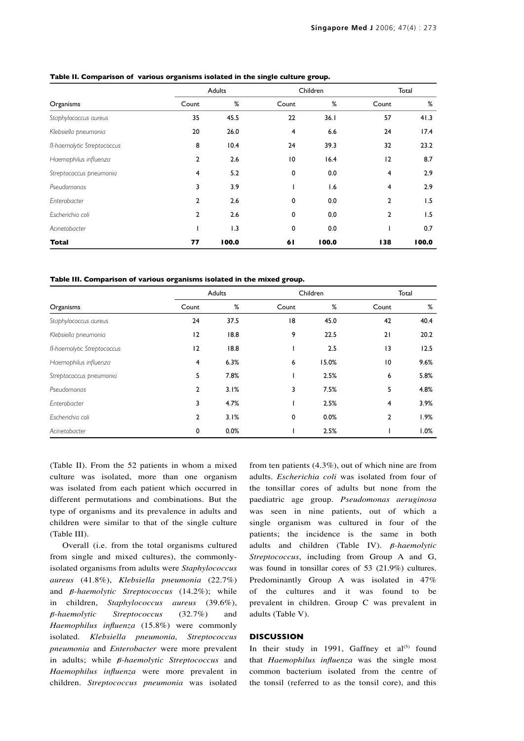**Table II. Comparison of various organisms isolated in the single culture group.**

| | Adults | | Children | | Total | |
|---|---|---|---|---|---|---|
| Organisms | Count | % | Count | % | Count | % |
| *Staphylococcus aureus* | 35 | 45.5 | 22 | 36.1 | 57 | 41.3 |
| *Klebsiella pneumonia* | 20 | 26.0 | 4 | 6.6 | 24 | 17.4 |
| *ß-haemolytic Streptococcus* | 8 | 10.4 | 24 | 39.3 | 32 | 23.2 |
| *Haemophilus influenza* | 2 | 2.6 | 10 | 16.4 | 12 | 8.7 |
| *Streptococcus pneumonia* | 4 | 5.2 | 0 | 0.0 | 4 | 2.9 |
| *Pseudomonas* | 3 | 3.9 | 1 | 1.6 | 4 | 2.9 |
| *Enterobacter* | 2 | 2.6 | 0 | 0.0 | 2 | 1.5 |
| *Escherichia coli* | 2 | 2.6 | 0 | 0.0 | 2 | 1.5 |
| *Acinetobacter* | 1 | 1.3 | 0 | 0.0 | 1 | 0.7 |
| **Total** | **77** | **100.0** | **61** | **100.0** | **138** | **100.0** |

**Table III. Comparison of various organisms isolated in the mixed group.**

| | Adults | | Children | | Total | |
|---|---|---|---|---|---|---|
| Organisms | Count | % | Count | % | Count | % |
| *Staphylococcus aureus* | 24 | 37.5 | 18 | 45.0 | 42 | 40.4 |
| *Klebsiella pneumonia* | 12 | 18.8 | 9 | 22.5 | 21 | 20.2 |
| *ß-haemolytic Streptococcus* | 12 | 18.8 | 1 | 2.5 | 13 | 12.5 |
| *Haemophilus influenza* | 4 | 6.3% | 6 | 15.0% | 10 | 9.6% |
| *Streptococcus pneumonia* | 5 | 7.8% | 1 | 2.5% | 6 | 5.8% |
| *Pseudomonas* | 2 | 3.1% | 3 | 7.5% | 5 | 4.8% |
| *Enterobacter* | 3 | 4.7% | 1 | 2.5% | 4 | 3.9% |
| *Escherichia coli* | 2 | 3.1% | 0 | 0.0% | 2 | 1.9% |
| *Acinetobacter* | 0 | 0.0% | 1 | 2.5% | 1 | 1.0% |

(Table II). From the 52 patients in whom a mixed culture was isolated, more than one organism was isolated from each patient which occurred in different permutations and combinations. But the type of organisms and its prevalence in adults and children were similar to that of the single culture (Table III).

Overall (i.e. from the total organisms cultured from single and mixed cultures), the commonly-isolated organisms from adults were *Staphylococcus aureus* (41.8%), *Klebsiella pneumonia* (22.7%) and *β-haemolytic Streptococcus* (14.2%); while in children, *Staphylococcus aureus* (39.6%), *β-haemolytic Streptococcus* (32.7%) and *Haemophilus influenza* (15.8%) were commonly isolated. *Klebsiella pneumonia, Streptococcus pneumonia* and *Enterobacter* were more prevalent in adults; while *β-haemolytic Streptococcus* and *Haemophilus influenza* were more prevalent in children. *Streptococcus pneumonia* was isolated from ten patients (4.3%), out of which nine are from adults. *Escherichia coli* was isolated from four of the tonsillar cores of adults but none from the paediatric age group. *Pseudomonas aeruginosa* was seen in nine patients, out of which a single organism was cultured in four of the patients; the incidence is the same in both adults and children (Table IV). *β-haemolytic Streptococcus*, including from Group A and G, was found in tonsillar cores of 53 (21.9%) cultures. Predominantly Group A was isolated in 47% of the cultures and it was found to be prevalent in children. Group C was prevalent in adults (Table V).

## DISCUSSION

In their study in 1991, Gaffney et al[5] found that *Haemophilus influenza* was the single most common bacterium isolated from the centre of the tonsil (referred to as the tonsil core), and this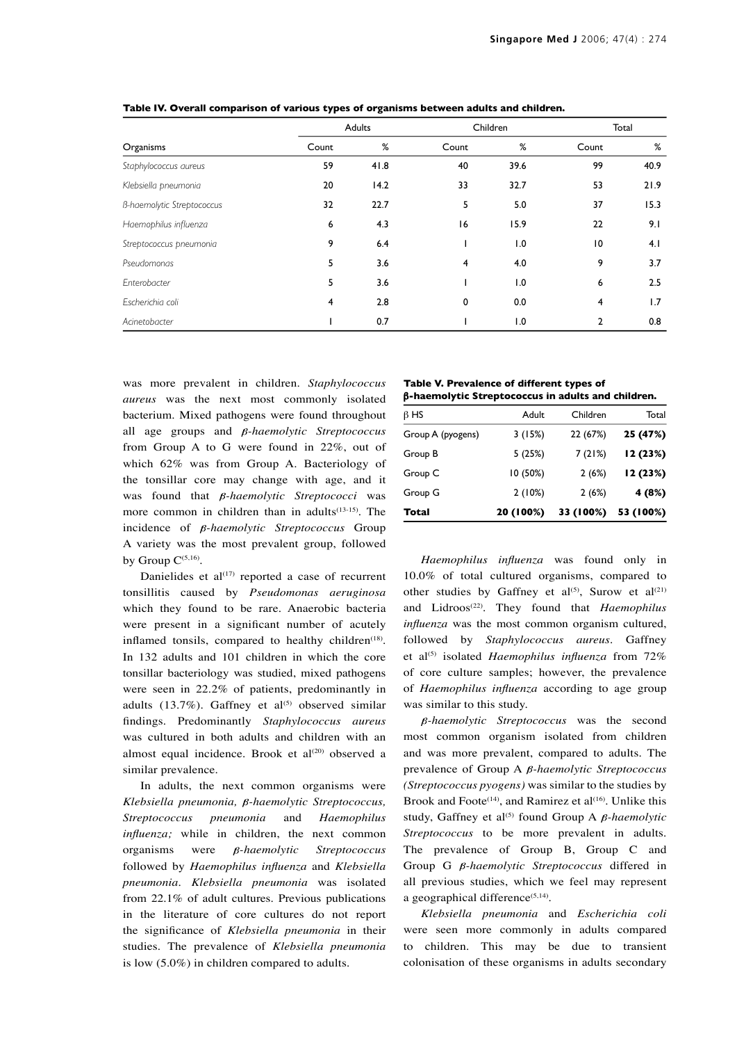**Table IV. Overall comparison of various types of organisms between adults and children.**

| Organisms | Adults | | Children | | Total | |
|---|---|---|---|---|---|---|
| | Count | % | Count | % | Count | % |
| *Staphylococcus aureus* | 59 | 41.8 | 40 | 39.6 | 99 | 40.9 |
| *Klebsiella pneumonia* | 20 | 14.2 | 33 | 32.7 | 53 | 21.9 |
| *ß-haemolytic Streptococcus* | 32 | 22.7 | 5 | 5.0 | 37 | 15.3 |
| *Haemophilus influenza* | 6 | 4.3 | 16 | 15.9 | 22 | 9.1 |
| *Streptococcus pneumonia* | 9 | 6.4 | 1 | 1.0 | 10 | 4.1 |
| *Pseudomonas* | 5 | 3.6 | 4 | 4.0 | 9 | 3.7 |
| *Enterobacter* | 5 | 3.6 | 1 | 1.0 | 6 | 2.5 |
| *Escherichia coli* | 4 | 2.8 | 0 | 0.0 | 4 | 1.7 |
| *Acinetobacter* | 1 | 0.7 | 1 | 1.0 | 2 | 0.8 |

was more prevalent in children. *Staphylococcus aureus* was the next most commonly isolated bacterium. Mixed pathogens were found throughout all age groups and *β-haemolytic Streptococcus* from Group A to G were found in 22%, out of which 62% was from Group A. Bacteriology of the tonsillar core may change with age, and it was found that *β-haemolytic Streptococci* was more common in children than in adults[13-15]. The incidence of *β-haemolytic Streptococcus* Group A variety was the most prevalent group, followed by Group C[5,16].

Danielides et al[17] reported a case of recurrent tonsillitis caused by *Pseudomonas aeruginosa* which they found to be rare. Anaerobic bacteria were present in a significant number of acutely inflamed tonsils, compared to healthy children[18]. In 132 adults and 101 children in which the core tonsillar bacteriology was studied, mixed pathogens were seen in 22.2% of patients, predominantly in adults (13.7%). Gaffney et al[5] observed similar findings. Predominantly *Staphylococcus aureus* was cultured in both adults and children with an almost equal incidence. Brook et al[20] observed a similar prevalence.

In adults, the next common organisms were *Klebsiella pneumonia, β-haemolytic Streptococcus, Streptococcus pneumonia* and *Haemophilus influenza;* while in children, the next common organisms were *β-haemolytic Streptococcus* followed by *Haemophilus influenza* and *Klebsiella pneumonia*. *Klebsiella pneumonia* was isolated from 22.1% of adult cultures. Previous publications in the literature of core cultures do not report the significance of *Klebsiella pneumonia* in their studies. The prevalence of *Klebsiella pneumonia* is low (5.0%) in children compared to adults.

**Table V. Prevalence of different types of β-haemolytic Streptococcus in adults and children.**

| β HS | Adult | Children | Total |
|---|---|---|---|
| Group A (pyogens) | 3 (15%) | 22 (67%) | **25 (47%)** |
| Group B | 5 (25%) | 7 (21%) | **12 (23%)** |
| Group C | 10 (50%) | 2 (6%) | **12 (23%)** |
| Group G | 2 (10%) | 2 (6%) | **4 (8%)** |
| **Total** | **20 (100%)** | **33 (100%)** | **53 (100%)** |

*Haemophilus influenza* was found only in 10.0% of total cultured organisms, compared to other studies by Gaffney et al[5], Surow et al[21] and Lidroos[22]. They found that *Haemophilus influenza* was the most common organism cultured, followed by *Staphylococcus aureus*. Gaffney et al[5] isolated *Haemophilus influenza* from 72% of core culture samples; however, the prevalence of *Haemophilus influenza* according to age group was similar to this study.

*β-haemolytic Streptococcus* was the second most common organism isolated from children and was more prevalent, compared to adults. The prevalence of Group A *β-haemolytic Streptococcus (Streptococcus pyogens)* was similar to the studies by Brook and Foote[14], and Ramirez et al[16]. Unlike this study, Gaffney et al[5] found Group A *β-haemolytic Streptococcus* to be more prevalent in adults. The prevalence of Group B, Group C and Group G *β-haemolytic Streptococcus* differed in all previous studies, which we feel may represent a geographical difference[5,14].

*Klebsiella pneumonia* and *Escherichia coli* were seen more commonly in adults compared to children. This may be due to transient colonisation of these organisms in adults secondary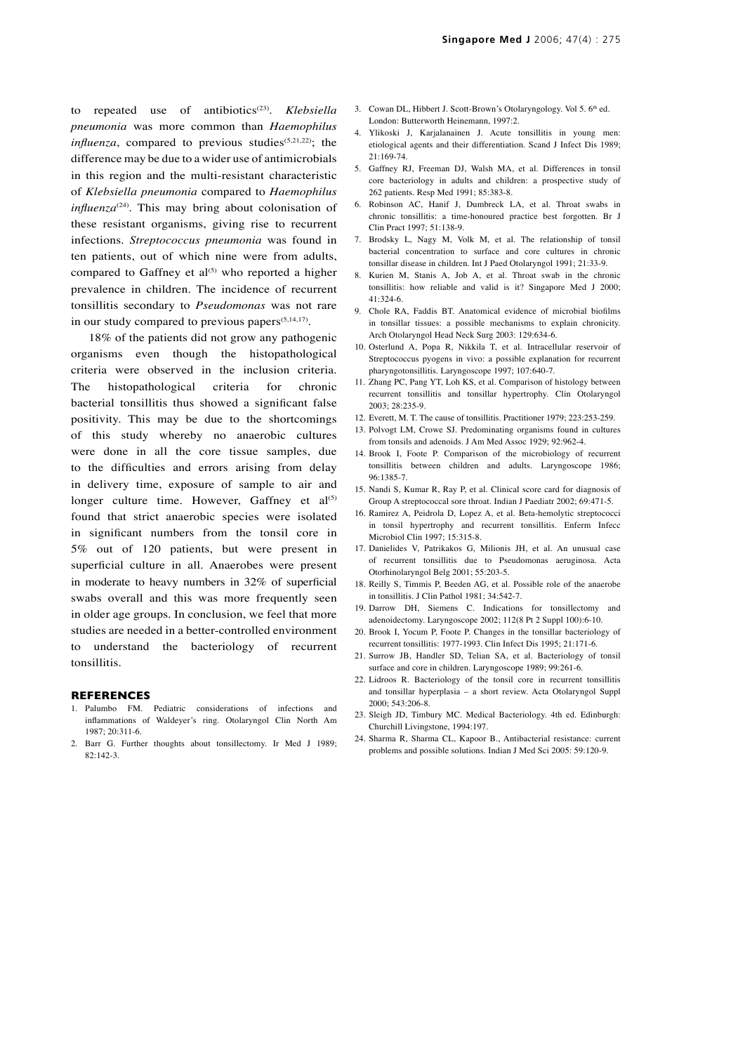to repeated use of antibiotics[23]. *Klebsiella pneumonia* was more common than *Haemophilus influenza*, compared to previous studies[5,21,22]; the difference may be due to a wider use of antimicrobials in this region and the multi-resistant characteristic of *Klebsiella pneumonia* compared to *Haemophilus influenza*[24]. This may bring about colonisation of these resistant organisms, giving rise to recurrent infections. *Streptococcus pneumonia* was found in ten patients, out of which nine were from adults, compared to Gaffney et al[5] who reported a higher prevalence in children. The incidence of recurrent tonsillitis secondary to *Pseudomonas* was not rare in our study compared to previous papers[5,14,17].

18% of the patients did not grow any pathogenic organisms even though the histopathological criteria were observed in the inclusion criteria. The histopathological criteria for chronic bacterial tonsillitis thus showed a significant false positivity. This may be due to the shortcomings of this study whereby no anaerobic cultures were done in all the core tissue samples, due to the difficulties and errors arising from delay in delivery time, exposure of sample to air and longer culture time. However, Gaffney et al[5] found that strict anaerobic species were isolated in significant numbers from the tonsil core in 5% out of 120 patients, but were present in superficial culture in all. Anaerobes were present in moderate to heavy numbers in 32% of superficial swabs overall and this was more frequently seen in older age groups. In conclusion, we feel that more studies are needed in a better-controlled environment to understand the bacteriology of recurrent tonsillitis.

## REFERENCES

1. Palumbo FM. Pediatric considerations of infections and inflammations of Waldeyer's ring. Otolaryngol Clin North Am 1987; 20:311-6.
2. Barr G. Further thoughts about tonsillectomy. Ir Med J 1989; 82:142-3.
3. Cowan DL, Hibbert J. Scott-Brown's Otolaryngology. Vol 5. 6th ed. London: Butterworth Heinemann, 1997:2.
4. Ylikoski J, Karjalanainen J. Acute tonsillitis in young men: etiological agents and their differentiation. Scand J Infect Dis 1989; 21:169-74.
5. Gaffney RJ, Freeman DJ, Walsh MA, et al. Differences in tonsil core bacteriology in adults and children: a prospective study of 262 patients. Resp Med 1991; 85:383-8.
6. Robinson AC, Hanif J, Dumbreck LA, et al. Throat swabs in chronic tonsillitis: a time-honoured practice best forgotten. Br J Clin Pract 1997; 51:138-9.
7. Brodsky L, Nagy M, Volk M, et al. The relationship of tonsil bacterial concentration to surface and core cultures in chronic tonsillar disease in children. Int J Paed Otolaryngol 1991; 21:33-9.
8. Kurien M, Stanis A, Job A, et al. Throat swab in the chronic tonsillitis: how reliable and valid is it? Singapore Med J 2000; 41:324-6.
9. Chole RA, Faddis BT. Anatomical evidence of microbial biofilms in tonsillar tissues: a possible mechanisms to explain chronicity. Arch Otolaryngol Head Neck Surg 2003: 129:634-6.
10. Osterlund A, Popa R, Nikkila T, et al. Intracellular reservoir of Streptococcus pyogens in vivo: a possible explanation for recurrent pharyngotonsillitis. Laryngoscope 1997; 107:640-7.
11. Zhang PC, Pang YT, Loh KS, et al. Comparison of histology between recurrent tonsillitis and tonsillar hypertrophy. Clin Otolaryngol 2003; 28:235-9.
12. Everett, M. T. The cause of tonsillitis. Practitioner 1979; 223:253-259.
13. Polvogt LM, Crowe SJ. Predominating organisms found in cultures from tonsils and adenoids. J Am Med Assoc 1929; 92:962-4.
14. Brook I, Foote P. Comparison of the microbiology of recurrent tonsillitis between children and adults. Laryngoscope 1986; 96:1385-7.
15. Nandi S, Kumar R, Ray P, et al. Clinical score card for diagnosis of Group A streptococcal sore throat. Indian J Paediatr 2002; 69:471-5.
16. Ramirez A, Peidrola D, Lopez A, et al. Beta-hemolytic streptococci in tonsil hypertrophy and recurrent tonsillitis. Enferm Infecc Microbiol Clin 1997; 15:315-8.
17. Danielides V, Patrikakos G, Milionis JH, et al. An unusual case of recurrent tonsillitis due to Pseudomonas aeruginosa. Acta Otorhinolaryngol Belg 2001; 55:203-5.
18. Reilly S, Timmis P, Beeden AG, et al. Possible role of the anaerobe in tonsillitis. J Clin Pathol 1981; 34:542-7.
19. Darrow DH, Siemens C. Indications for tonsillectomy and adenoidectomy. Laryngoscope 2002; 112(8 Pt 2 Suppl 100):6-10.
20. Brook I, Yocum P, Foote P. Changes in the tonsillar bacteriology of recurrent tonsillitis: 1977-1993. Clin Infect Dis 1995; 21:171-6.
21. Surrow JB, Handler SD, Telian SA, et al. Bacteriology of tonsil surface and core in children. Laryngoscope 1989; 99:261-6.
22. Lidroos R. Bacteriology of the tonsil core in recurrent tonsillitis and tonsillar hyperplasia – a short review. Acta Otolaryngol Suppl 2000; 543:206-8.
23. Sleigh JD, Timbury MC. Medical Bacteriology. 4th ed. Edinburgh: Churchill Livingstone, 1994:197.
24. Sharma R, Sharma CL, Kapoor B., Antibacterial resistance: current problems and possible solutions. Indian J Med Sci 2005: 59:120-9.